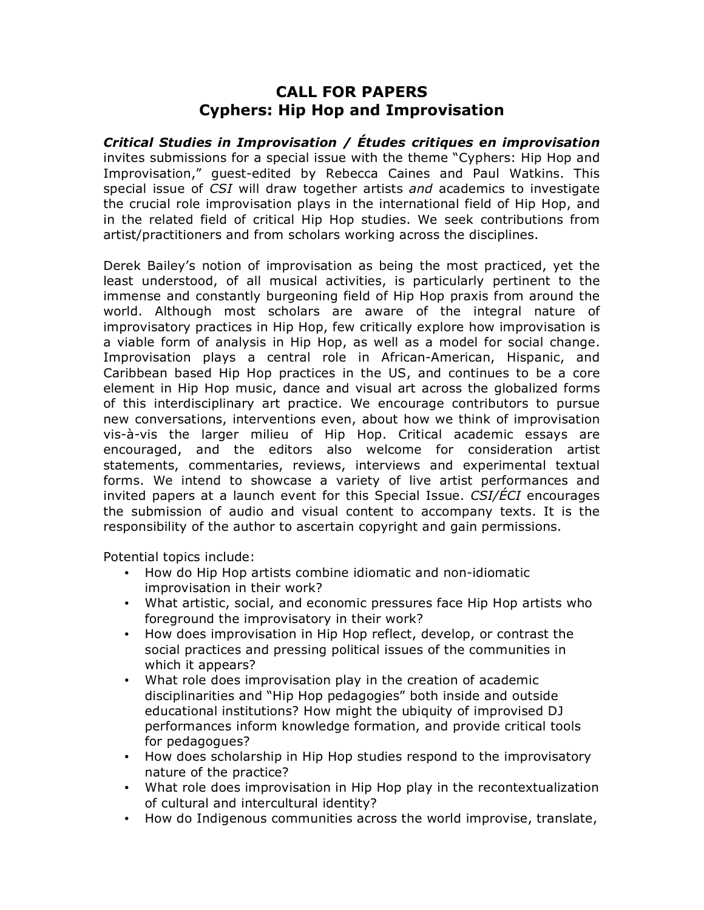# CALL FOR PAPERS
## Cyphers: Hip Hop and Improvisation

***Critical Studies in Improvisation / Études critiques en improvisation*** invites submissions for a special issue with the theme "Cyphers: Hip Hop and Improvisation," guest-edited by Rebecca Caines and Paul Watkins. This special issue of *CSI* will draw together artists *and* academics to investigate the crucial role improvisation plays in the international field of Hip Hop, and in the related field of critical Hip Hop studies. We seek contributions from artist/practitioners and from scholars working across the disciplines.

Derek Bailey's notion of improvisation as being the most practiced, yet the least understood, of all musical activities, is particularly pertinent to the immense and constantly burgeoning field of Hip Hop praxis from around the world. Although most scholars are aware of the integral nature of improvisatory practices in Hip Hop, few critically explore how improvisation is a viable form of analysis in Hip Hop, as well as a model for social change. Improvisation plays a central role in African-American, Hispanic, and Caribbean based Hip Hop practices in the US, and continues to be a core element in Hip Hop music, dance and visual art across the globalized forms of this interdisciplinary art practice. We encourage contributors to pursue new conversations, interventions even, about how we think of improvisation vis-à-vis the larger milieu of Hip Hop. Critical academic essays are encouraged, and the editors also welcome for consideration artist statements, commentaries, reviews, interviews and experimental textual forms. We intend to showcase a variety of live artist performances and invited papers at a launch event for this Special Issue. *CSI/ÉCI* encourages the submission of audio and visual content to accompany texts. It is the responsibility of the author to ascertain copyright and gain permissions.

Potential topics include:

- How do Hip Hop artists combine idiomatic and non-idiomatic improvisation in their work?
- What artistic, social, and economic pressures face Hip Hop artists who foreground the improvisatory in their work?
- How does improvisation in Hip Hop reflect, develop, or contrast the social practices and pressing political issues of the communities in which it appears?
- What role does improvisation play in the creation of academic disciplinarities and "Hip Hop pedagogies" both inside and outside educational institutions? How might the ubiquity of improvised DJ performances inform knowledge formation, and provide critical tools for pedagogues?
- How does scholarship in Hip Hop studies respond to the improvisatory nature of the practice?
- What role does improvisation in Hip Hop play in the recontextualization of cultural and intercultural identity?
- How do Indigenous communities across the world improvise, translate,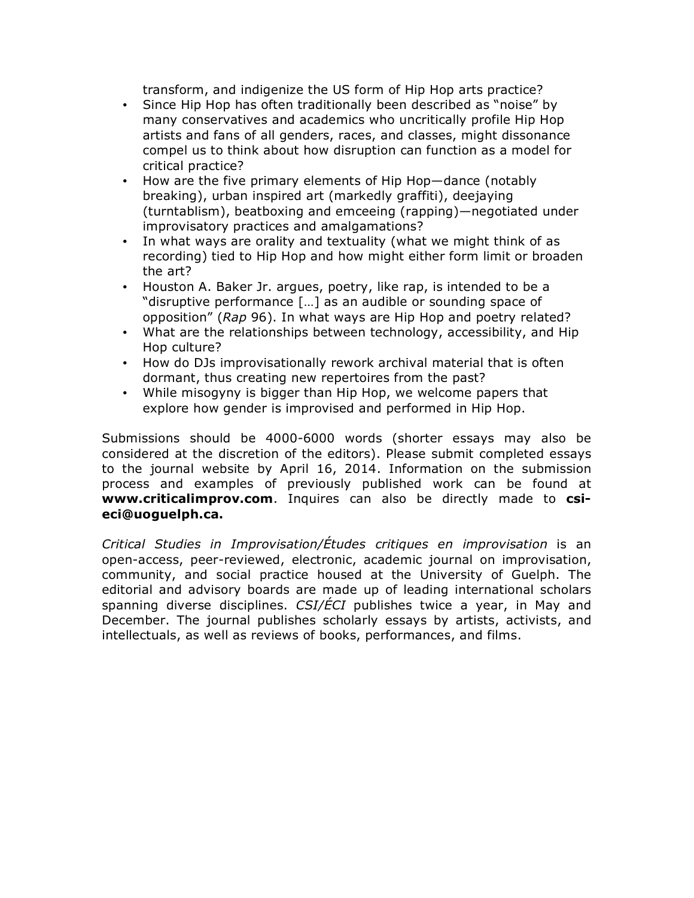transform, and indigenize the US form of Hip Hop arts practice?

- Since Hip Hop has often traditionally been described as "noise" by many conservatives and academics who uncritically profile Hip Hop artists and fans of all genders, races, and classes, might dissonance compel us to think about how disruption can function as a model for critical practice?
- How are the five primary elements of Hip Hop—dance (notably breaking), urban inspired art (markedly graffiti), deejaying (turntablism), beatboxing and emceeing (rapping)—negotiated under improvisatory practices and amalgamations?
- In what ways are orality and textuality (what we might think of as recording) tied to Hip Hop and how might either form limit or broaden the art?
- Houston A. Baker Jr. argues, poetry, like rap, is intended to be a "disruptive performance […] as an audible or sounding space of opposition" (*Rap* 96). In what ways are Hip Hop and poetry related?
- What are the relationships between technology, accessibility, and Hip Hop culture?
- How do DJs improvisationally rework archival material that is often dormant, thus creating new repertoires from the past?
- While misogyny is bigger than Hip Hop, we welcome papers that explore how gender is improvised and performed in Hip Hop.

Submissions should be 4000-6000 words (shorter essays may also be considered at the discretion of the editors). Please submit completed essays to the journal website by April 16, 2014. Information on the submission process and examples of previously published work can be found at **www.criticalimprov.com**. Inquires can also be directly made to **csi-eci@uoguelph.ca.**

*Critical Studies in Improvisation/Études critiques en improvisation* is an open-access, peer-reviewed, electronic, academic journal on improvisation, community, and social practice housed at the University of Guelph. The editorial and advisory boards are made up of leading international scholars spanning diverse disciplines. *CSI/ÉCI* publishes twice a year, in May and December. The journal publishes scholarly essays by artists, activists, and intellectuals, as well as reviews of books, performances, and films.